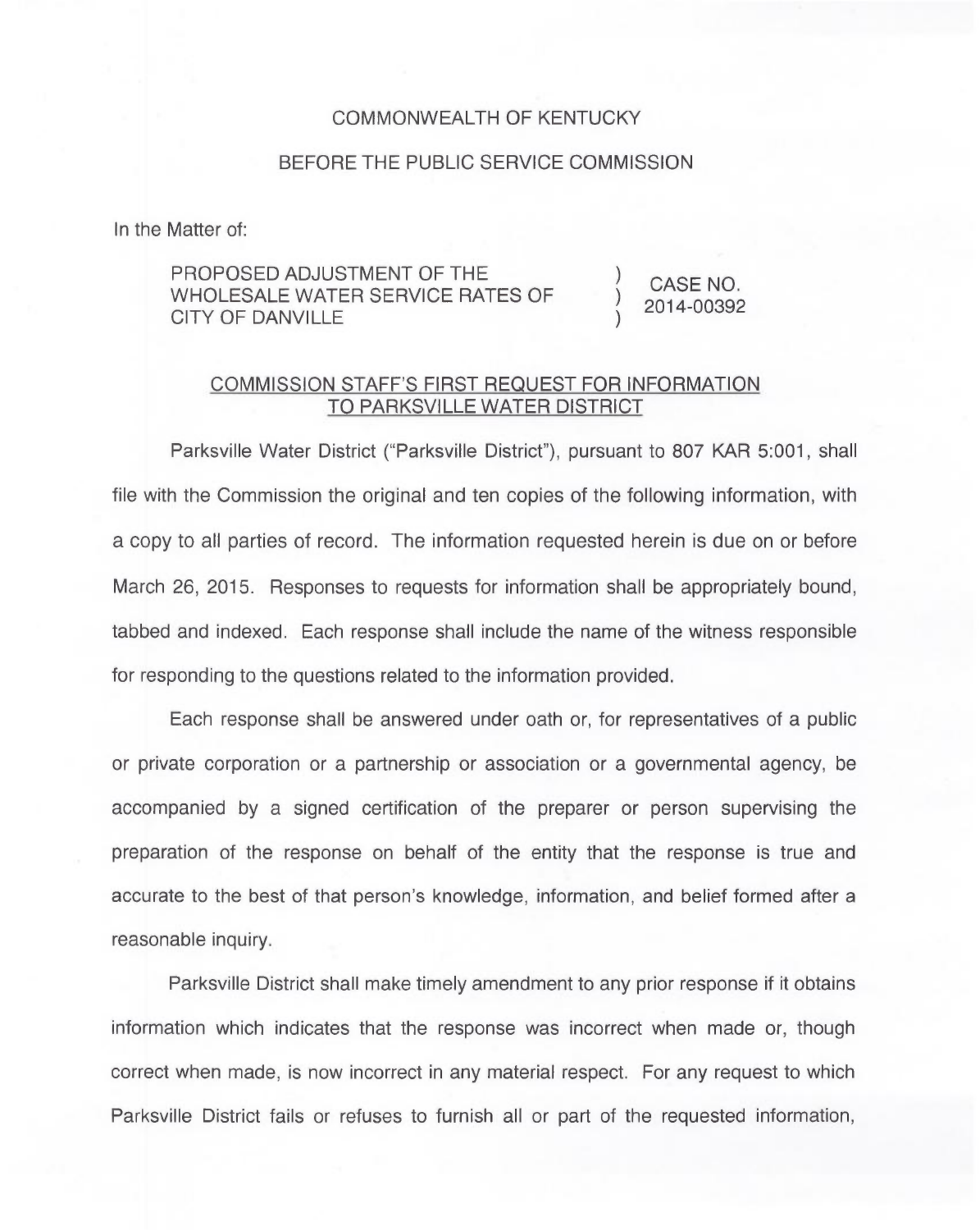COMMONWEALTH OF KENTUCKY

BEFORE THE PUBLIC SERVICE COMMISSION

In the Matter of:

| | | |
|---|---|---|
| PROPOSED ADJUSTMENT OF THE WHOLESALE WATER SERVICE RATES OF CITY OF DANVILLE | ) ) ) | CASE NO. 2014-00392 |

COMMISSION STAFF'S FIRST REQUEST FOR INFORMATION TO PARKSVILLE WATER DISTRICT

Parksville Water District ("Parksville District"), pursuant to 807 KAR 5:001, shall file with the Commission the original and ten copies of the following information, with a copy to all parties of record. The information requested herein is due on or before March 26, 2015. Responses to requests for information shall be appropriately bound, tabbed and indexed. Each response shall include the name of the witness responsible for responding to the questions related to the information provided.

Each response shall be answered under oath or, for representatives of a public or private corporation or a partnership or association or a governmental agency, be accompanied by a signed certification of the preparer or person supervising the preparation of the response on behalf of the entity that the response is true and accurate to the best of that person's knowledge, information, and belief formed after a reasonable inquiry.

Parksville District shall make timely amendment to any prior response if it obtains information which indicates that the response was incorrect when made or, though correct when made, is now incorrect in any material respect. For any request to which Parksville District fails or refuses to furnish all or part of the requested information,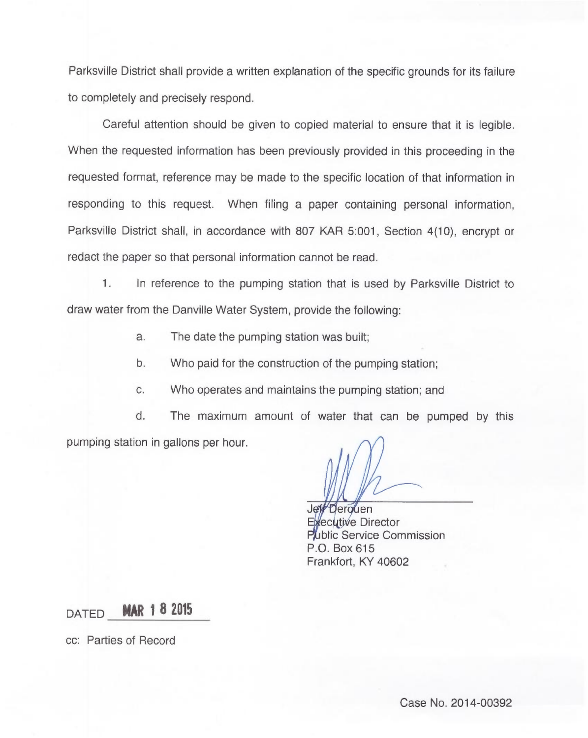Parksville District shall provide a written explanation of the specific grounds for its failure to completely and precisely respond.

Careful attention should be given to copied material to ensure that it is legible. When the requested information has been previously provided in this proceeding in the requested format, reference may be made to the specific location of that information in responding to this request. When filing a paper containing personal information, Parksville District shall, in accordance with 807 KAR 5:001, Section 4(10), encrypt or redact the paper so that personal information cannot be read.

1. In reference to the pumping station that is used by Parksville District to draw water from the Danville Water System, provide the following:

   a. The date the pumping station was built;

   b. Who paid for the construction of the pumping station;

   c. Who operates and maintains the pumping station; and

   d. The maximum amount of water that can be pumped by this pumping station in gallons per hour.

Jeff Derouen
Executive Director
Public Service Commission
P.O. Box 615
Frankfort, KY 40602

DATED **MAR 18 2015**

cc: Parties of Record

Case No. 2014-00392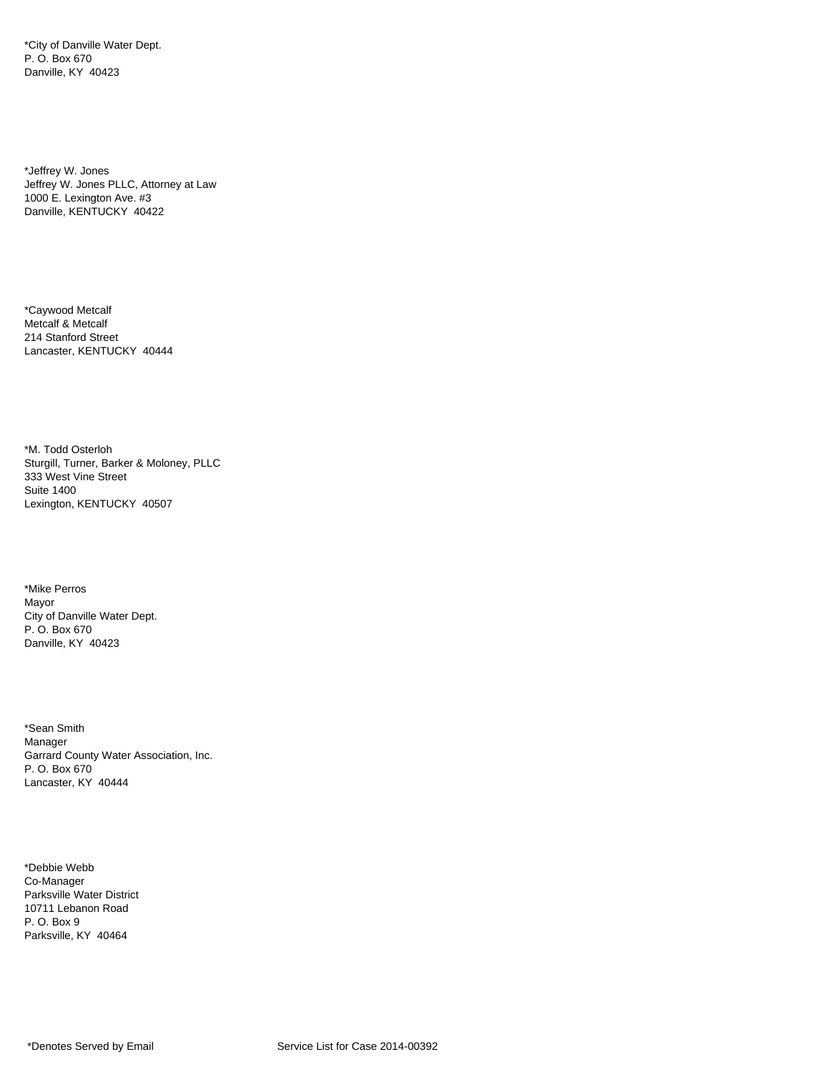*City of Danville Water Dept.
P. O. Box 670
Danville, KY 40423

*Jeffrey W. Jones
Jeffrey W. Jones PLLC, Attorney at Law
1000 E. Lexington Ave. #3
Danville, KENTUCKY 40422

*Caywood Metcalf
Metcalf & Metcalf
214 Stanford Street
Lancaster, KENTUCKY 40444

*M. Todd Osterloh
Sturgill, Turner, Barker & Moloney, PLLC
333 West Vine Street
Suite 1400
Lexington, KENTUCKY 40507

*Mike Perros
Mayor
City of Danville Water Dept.
P. O. Box 670
Danville, KY 40423

*Sean Smith
Manager
Garrard County Water Association, Inc.
P. O. Box 670
Lancaster, KY 40444

*Debbie Webb
Co-Manager
Parksville Water District
10711 Lebanon Road
P. O. Box 9
Parksville, KY 40464

*Denotes Served by Email

Service List for Case 2014-00392